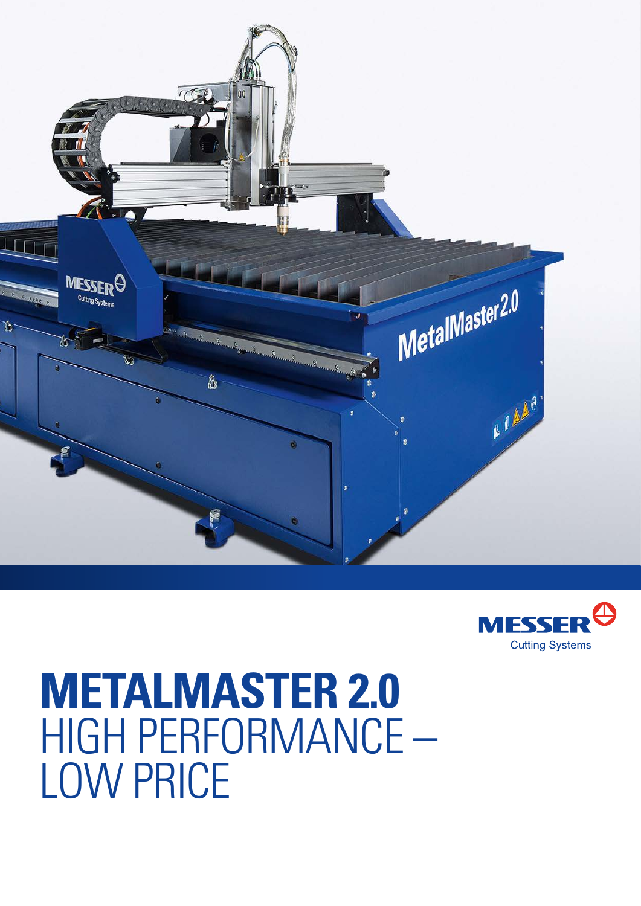MESSER
Cutting Systems

# METALMASTER 2.0
## HIGH PERFORMANCE – LOW PRICE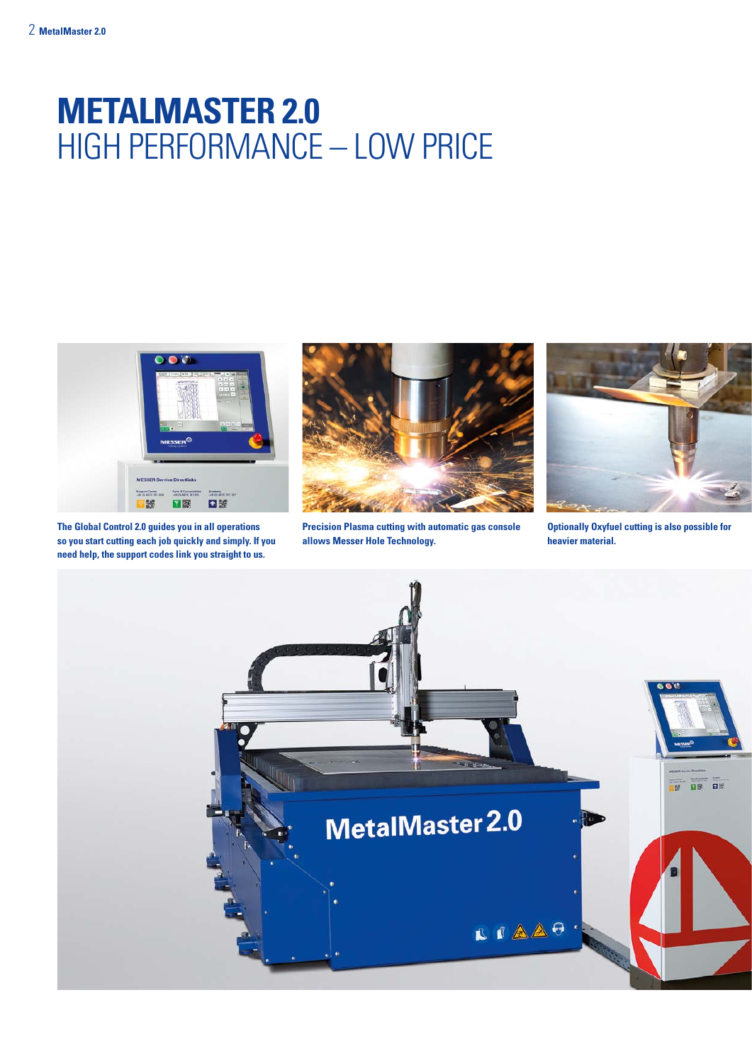# METALMASTER 2.0
## HIGH PERFORMANCE – LOW PRICE

**The Global Control 2.0 guides you in all operations so you start cutting each job quickly and simply. If you need help, the support codes link you straight to us.**

**Precision Plasma cutting with automatic gas console allows Messer Hole Technology.**

**Optionally Oxyfuel cutting is also possible for heavier material.**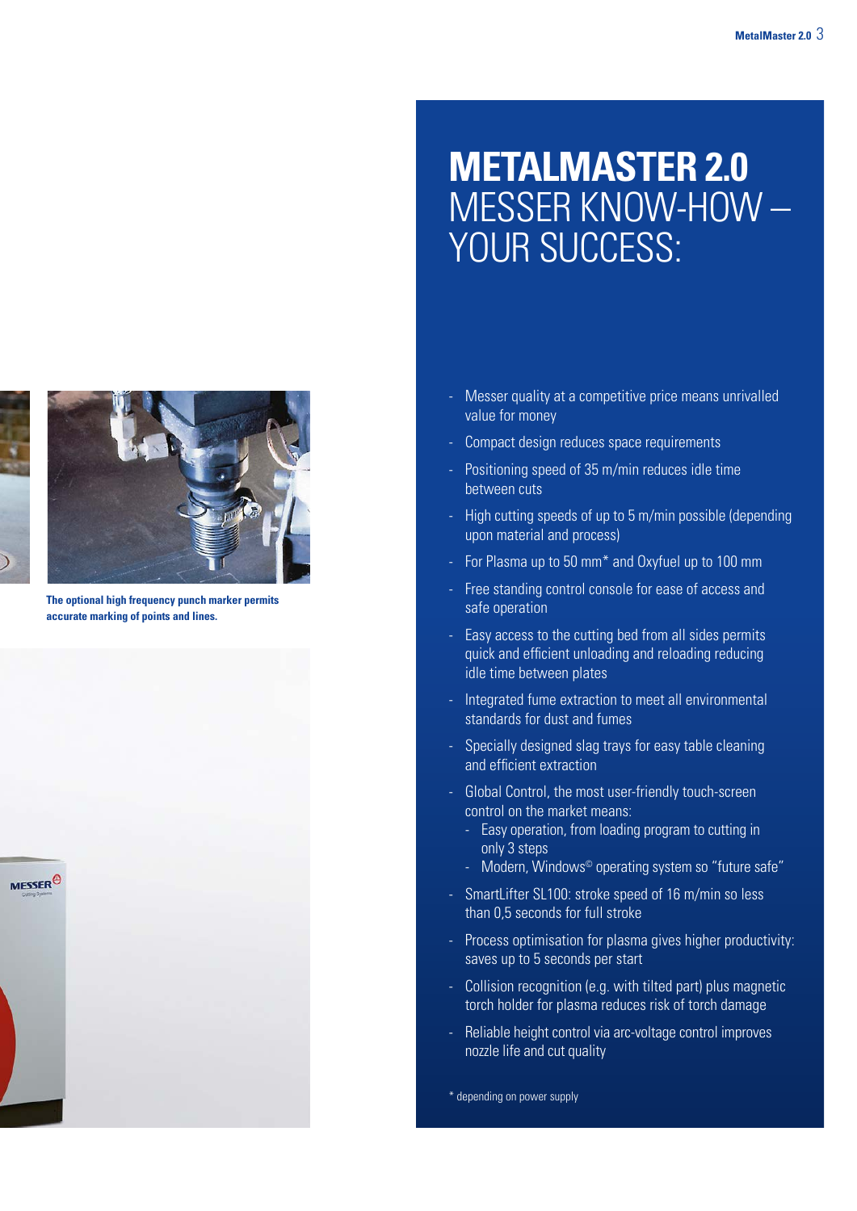# METALMASTER 2.0 MESSER KNOW-HOW – YOUR SUCCESS:

The optional high frequency punch marker permits accurate marking of points and lines.

- Messer quality at a competitive price means unrivalled value for money
- Compact design reduces space requirements
- Positioning speed of 35 m/min reduces idle time between cuts
- High cutting speeds of up to 5 m/min possible (depending upon material and process)
- For Plasma up to 50 mm* and Oxyfuel up to 100 mm
- Free standing control console for ease of access and safe operation
- Easy access to the cutting bed from all sides permits quick and efficient unloading and reloading reducing idle time between plates
- Integrated fume extraction to meet all environmental standards for dust and fumes
- Specially designed slag trays for easy table cleaning and efficient extraction
- Global Control, the most user-friendly touch-screen control on the market means:
  - Easy operation, from loading program to cutting in only 3 steps
  - Modern, Windows© operating system so "future safe"
- SmartLifter SL100: stroke speed of 16 m/min so less than 0,5 seconds for full stroke
- Process optimisation for plasma gives higher productivity: saves up to 5 seconds per start
- Collision recognition (e.g. with tilted part) plus magnetic torch holder for plasma reduces risk of torch damage
- Reliable height control via arc-voltage control improves nozzle life and cut quality

* depending on power supply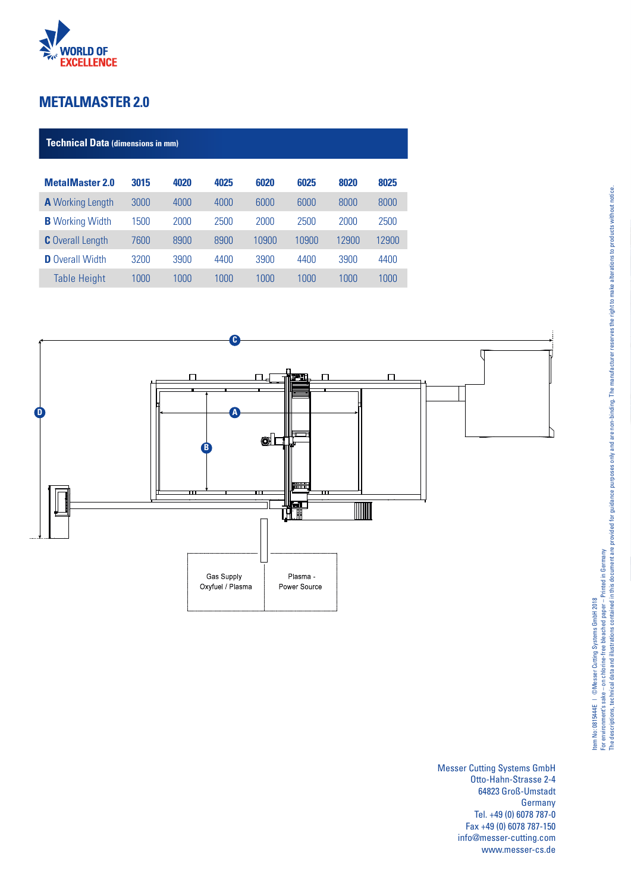WORLD OF EXCELLENCE

# METALMASTER 2.0

## Technical Data (dimensions in mm)

| MetalMaster 2.0 | 3015 | 4020 | 4025 | 6020 | 6025 | 8020 | 8025 |
|---|---|---|---|---|---|---|---|
| **A** Working Length | 3000 | 4000 | 4000 | 6000 | 6000 | 8000 | 8000 |
| **B** Working Width | 1500 | 2000 | 2500 | 2000 | 2500 | 2000 | 2500 |
| **C** Overall Length | 7600 | 8900 | 8900 | 10900 | 10900 | 12900 | 12900 |
| **D** Overall Width | 3200 | 3900 | 4400 | 3900 | 4400 | 3900 | 4400 |
| Table Height | 1000 | 1000 | 1000 | 1000 | 1000 | 1000 | 1000 |

C

D

A

B

Gas Supply Oxyfuel / Plasma

Plasma - Power Source

Item No: 0815444E | ©Messer Cutting Systems GmbH 2018
For environment's sake – on chlorine-free bleached paper – Printed in Germany
The descriptions, technical data and illustrations contained in this document are provided for guidance purposes only and are non-binding. The manufacturer reserves the right to make alterations to products without notice.

Messer Cutting Systems GmbH
Otto-Hahn-Strasse 2-4
64823 Groß-Umstadt
Germany
Tel. +49 (0) 6078 787-0
Fax +49 (0) 6078 787-150
info@messer-cutting.com
www.messer-cs.de